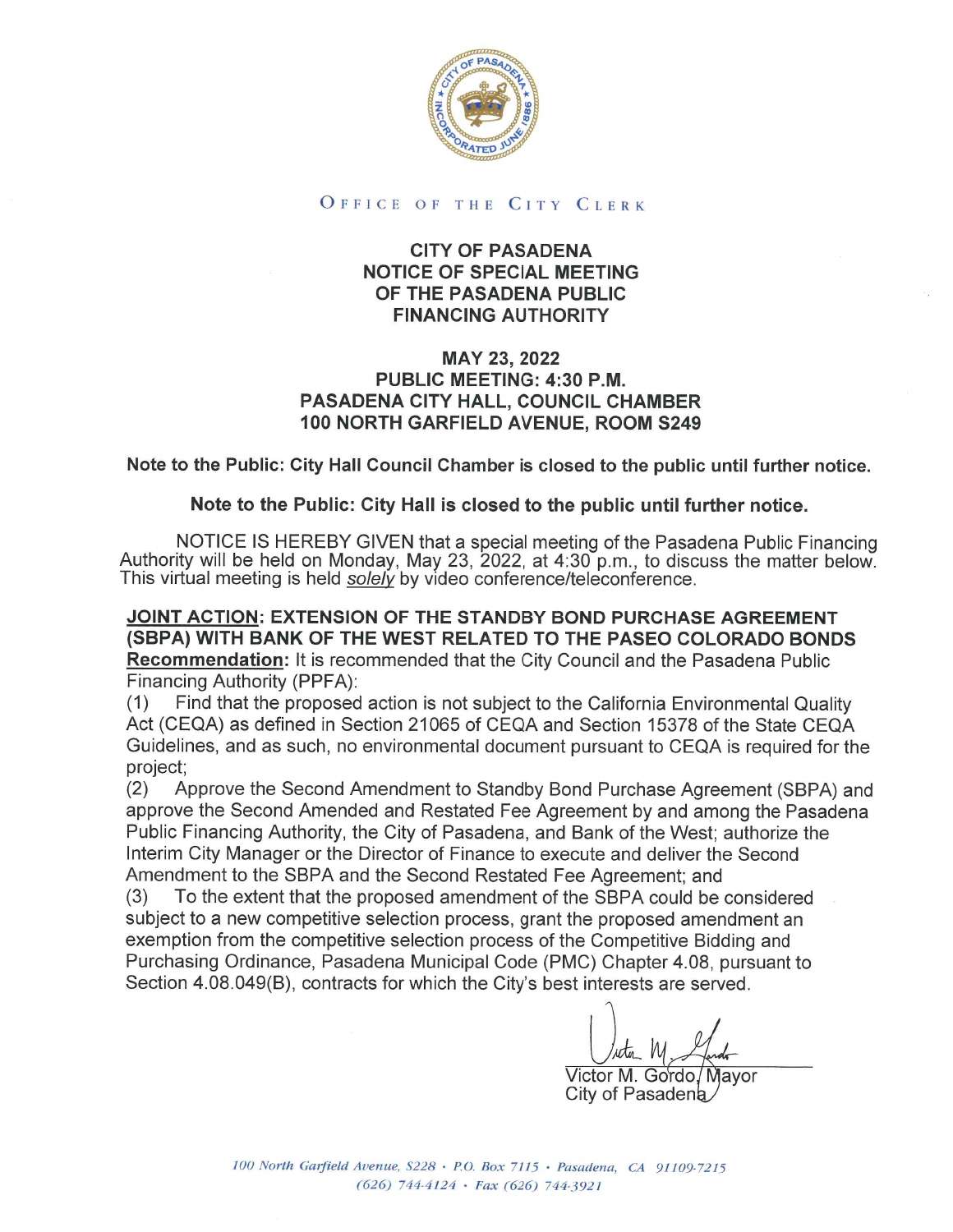OFFICE OF THE CITY CLERK

# CITY OF PASADENA NOTICE OF SPECIAL MEETING OF THE PASADENA PUBLIC FINANCING AUTHORITY

## MAY 23, 2022
## PUBLIC MEETING: 4:30 P.M.
## PASADENA CITY HALL, COUNCIL CHAMBER
## 100 NORTH GARFIELD AVENUE, ROOM S249

**Note to the Public: City Hall Council Chamber is closed to the public until further notice.**

**Note to the Public: City Hall is closed to the public until further notice.**

NOTICE IS HEREBY GIVEN that a special meeting of the Pasadena Public Financing Authority will be held on Monday, May 23, 2022, at 4:30 p.m., to discuss the matter below. This virtual meeting is held *solely* by video conference/teleconference.

**JOINT ACTION: EXTENSION OF THE STANDBY BOND PURCHASE AGREEMENT (SBPA) WITH BANK OF THE WEST RELATED TO THE PASEO COLORADO BONDS**

**Recommendation:** It is recommended that the City Council and the Pasadena Public Financing Authority (PPFA):

(1) Find that the proposed action is not subject to the California Environmental Quality Act (CEQA) as defined in Section 21065 of CEQA and Section 15378 of the State CEQA Guidelines, and as such, no environmental document pursuant to CEQA is required for the project;

(2) Approve the Second Amendment to Standby Bond Purchase Agreement (SBPA) and approve the Second Amended and Restated Fee Agreement by and among the Pasadena Public Financing Authority, the City of Pasadena, and Bank of the West; authorize the Interim City Manager or the Director of Finance to execute and deliver the Second Amendment to the SBPA and the Second Restated Fee Agreement; and

(3) To the extent that the proposed amendment of the SBPA could be considered subject to a new competitive selection process, grant the proposed amendment an exemption from the competitive selection process of the Competitive Bidding and Purchasing Ordinance, Pasadena Municipal Code (PMC) Chapter 4.08, pursuant to Section 4.08.049(B), contracts for which the City's best interests are served.

Victor M. Gordo, Mayor
City of Pasadena

*100 North Garfield Avenue, S228 • P.O. Box 7115 • Pasadena, CA 91109-7215*
*(626) 744-4124 • Fax (626) 744-3921*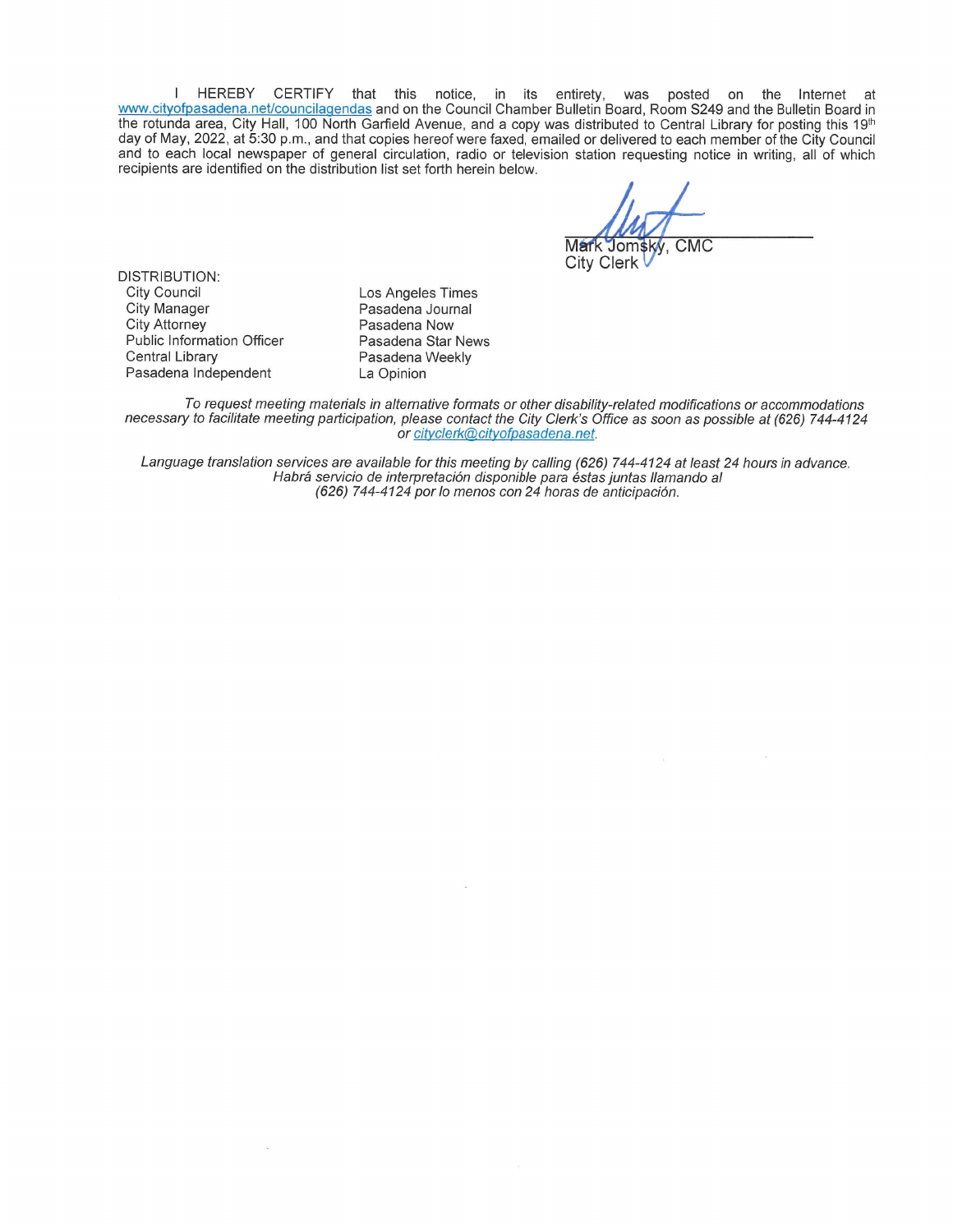I HEREBY CERTIFY that this notice, in its entirety, was posted on the Internet at www.cityofpasadena.net/councilagendas and on the Council Chamber Bulletin Board, Room S249 and the Bulletin Board in the rotunda area, City Hall, 100 North Garfield Avenue, and a copy was distributed to Central Library for posting this 19th day of May, 2022, at 5:30 p.m., and that copies hereof were faxed, emailed or delivered to each member of the City Council and to each local newspaper of general circulation, radio or television station requesting notice in writing, all of which recipients are identified on the distribution list set forth herein below.

Mark Jomsky, CMC
City Clerk

DISTRIBUTION:

- City Council
- City Manager
- City Attorney
- Public Information Officer
- Central Library
- Pasadena Independent
- Los Angeles Times
- Pasadena Journal
- Pasadena Now
- Pasadena Star News
- Pasadena Weekly
- La Opinion

*To request meeting materials in alternative formats or other disability-related modifications or accommodations necessary to facilitate meeting participation, please contact the City Clerk's Office as soon as possible at (626) 744-4124 or cityclerk@cityofpasadena.net.*

*Language translation services are available for this meeting by calling (626) 744-4124 at least 24 hours in advance. Habrá servicio de interpretación disponible para éstas juntas llamando al (626) 744-4124 por lo menos con 24 horas de anticipación.*